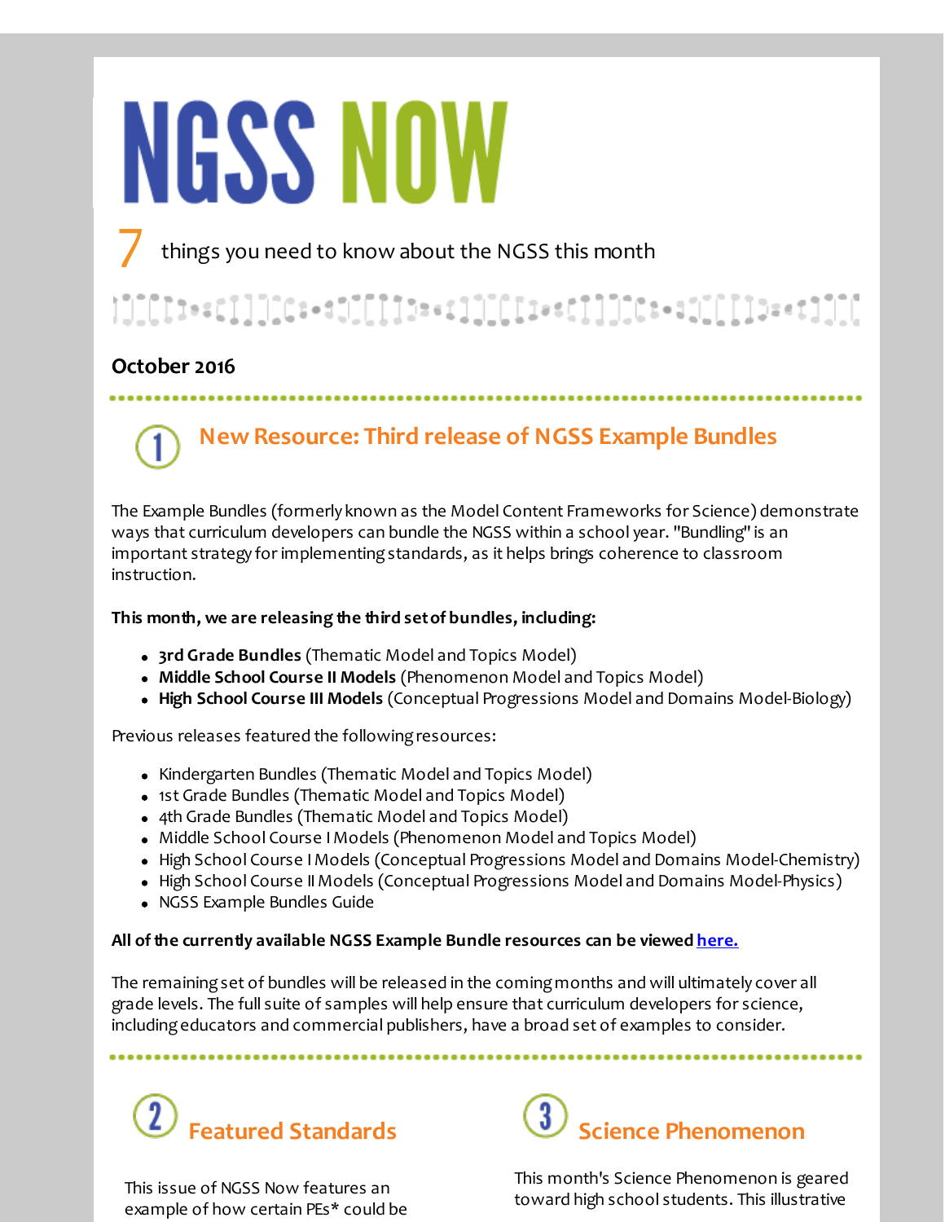# NGSS NOW

7 things you need to know about the NGSS this month

**October 2016**

## 1 New Resource: Third release of NGSS Example Bundles

The Example Bundles (formerly known as the Model Content Frameworks for Science) demonstrate ways that curriculum developers can bundle the NGSS within a school year. "Bundling" is an important strategy for implementing standards, as it helps brings coherence to classroom instruction.

**This month, we are releasing the third set of bundles, including:**

- **3rd Grade Bundles** (Thematic Model and Topics Model)
- **Middle School Course II Models** (Phenomenon Model and Topics Model)
- **High School Course III Models** (Conceptual Progressions Model and Domains Model-Biology)

Previous releases featured the following resources:

- Kindergarten Bundles (Thematic Model and Topics Model)
- 1st Grade Bundles (Thematic Model and Topics Model)
- 4th Grade Bundles (Thematic Model and Topics Model)
- Middle School Course I Models (Phenomenon Model and Topics Model)
- High School Course I Models (Conceptual Progressions Model and Domains Model-Chemistry)
- High School Course II Models (Conceptual Progressions Model and Domains Model-Physics)
- NGSS Example Bundles Guide

**All of the currently available NGSS Example Bundle resources can be viewed here.**

The remaining set of bundles will be released in the coming months and will ultimately cover all grade levels. The full suite of samples will help ensure that curriculum developers for science, including educators and commercial publishers, have a broad set of examples to consider.

## 2 Featured Standards

This issue of NGSS Now features an example of how certain PEs* could be

## 3 Science Phenomenon

This month's Science Phenomenon is geared toward high school students. This illustrative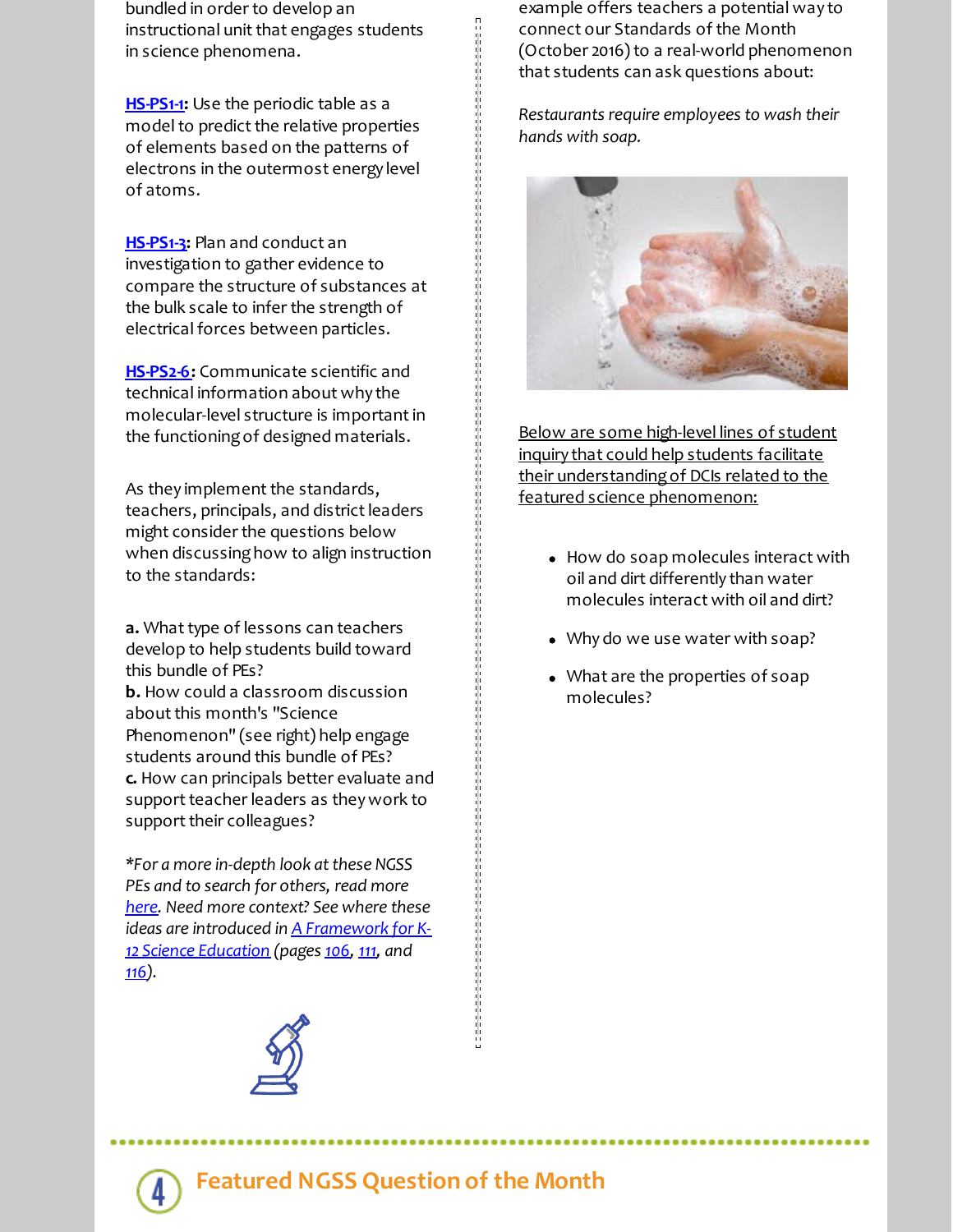bundled in order to develop an instructional unit that engages students in science phenomena.

**HS-PS1-1:** Use the periodic table as a model to predict the relative properties of elements based on the patterns of electrons in the outermost energy level of atoms.

**HS-PS1-3:** Plan and conduct an investigation to gather evidence to compare the structure of substances at the bulk scale to infer the strength of electrical forces between particles.

**HS-PS2-6:** Communicate scientific and technical information about why the molecular-level structure is important in the functioning of designed materials.

As they implement the standards, teachers, principals, and district leaders might consider the questions below when discussing how to align instruction to the standards:

**a.** What type of lessons can teachers develop to help students build toward this bundle of PEs?
**b.** How could a classroom discussion about this month's "Science Phenomenon" (see right) help engage students around this bundle of PEs?
**c.** How can principals better evaluate and support teacher leaders as they work to support their colleagues?

*\*For a more in-depth look at these NGSS PEs and to search for others, read more here. Need more context? See where these ideas are introduced in A Framework for K-12 Science Education (pages 106, 111, and 116).*

example offers teachers a potential way to connect our Standards of the Month (October 2016) to a real-world phenomenon that students can ask questions about:

*Restaurants require employees to wash their hands with soap.*

Below are some high-level lines of student inquiry that could help students facilitate their understanding of DCIs related to the featured science phenomenon:

- How do soap molecules interact with oil and dirt differently than water molecules interact with oil and dirt?
- Why do we use water with soap?
- What are the properties of soap molecules?

## 4 Featured NGSS Question of the Month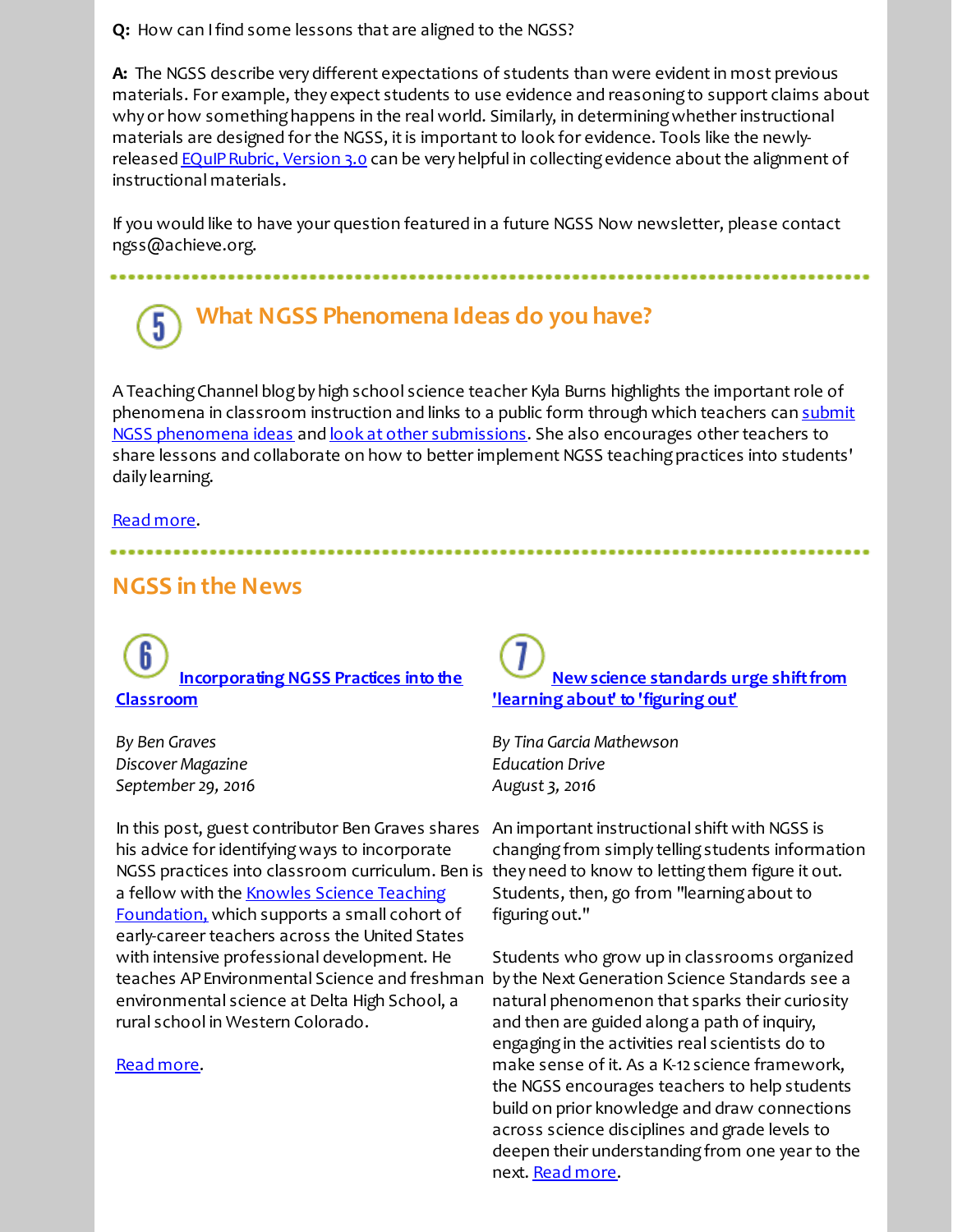**Q:** How can I find some lessons that are aligned to the NGSS?

**A:** The NGSS describe very different expectations of students than were evident in most previous materials. For example, they expect students to use evidence and reasoning to support claims about why or how something happens in the real world. Similarly, in determining whether instructional materials are designed for the NGSS, it is important to look for evidence. Tools like the newly-released EQuIP Rubric, Version 3.0 can be very helpful in collecting evidence about the alignment of instructional materials.

If you would like to have your question featured in a future NGSS Now newsletter, please contact ngss@achieve.org.

## 5 What NGSS Phenomena Ideas do you have?

A Teaching Channel blog by high school science teacher Kyla Burns highlights the important role of phenomena in classroom instruction and links to a public form through which teachers can submit NGSS phenomena ideas and look at other submissions. She also encourages other teachers to share lessons and collaborate on how to better implement NGSS teaching practices into students' daily learning.

Read more.

## NGSS in the News

### 6 Incorporating NGSS Practices into the Classroom

*By Ben Graves*
*Discover Magazine*
*September 29, 2016*

In this post, guest contributor Ben Graves shares his advice for identifying ways to incorporate NGSS practices into classroom curriculum. Ben is a fellow with the Knowles Science Teaching Foundation, which supports a small cohort of early-career teachers across the United States with intensive professional development. He teaches AP Environmental Science and freshman environmental science at Delta High School, a rural school in Western Colorado.

Read more.

### 7 New science standards urge shift from 'learning about' to 'figuring out'

*By Tina Garcia Mathewson*
*Education Drive*
*August 3, 2016*

An important instructional shift with NGSS is changing from simply telling students information they need to know to letting them figure it out. Students, then, go from "learning about to figuring out."

Students who grow up in classrooms organized by the Next Generation Science Standards see a natural phenomenon that sparks their curiosity and then are guided along a path of inquiry, engaging in the activities real scientists do to make sense of it. As a K-12 science framework, the NGSS encourages teachers to help students build on prior knowledge and draw connections across science disciplines and grade levels to deepen their understanding from one year to the next. Read more.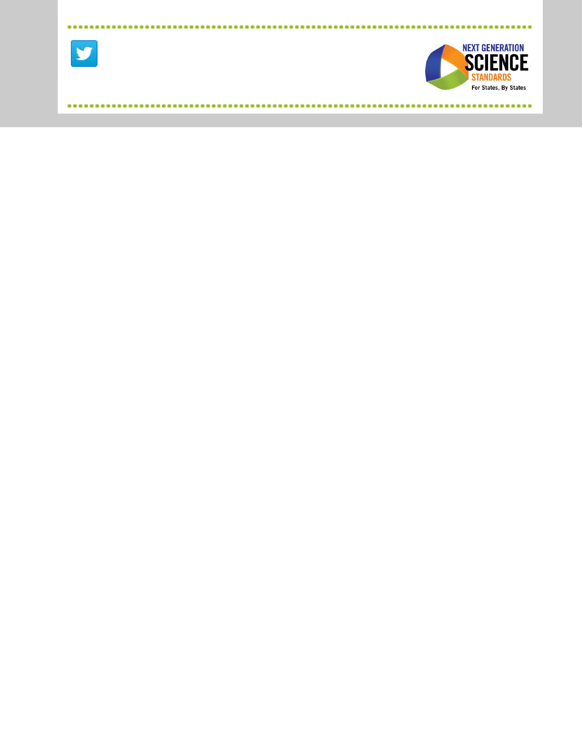NEXT GENERATION SCIENCE STANDARDS

For States, By States